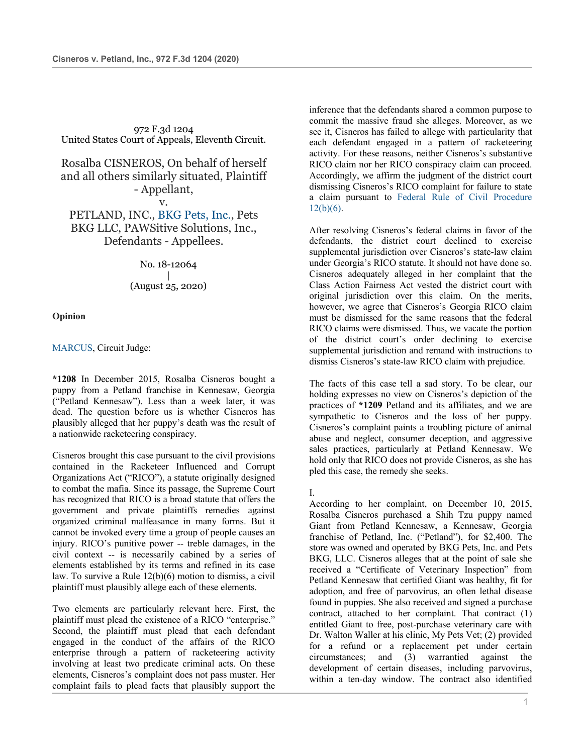972 F.3d 1204
United States Court of Appeals, Eleventh Circuit.

Rosalba CISNEROS, On behalf of herself and all others similarly situated, Plaintiff - Appellant,
v.
PETLAND, INC., BKG Pets, Inc., Pets BKG LLC, PAWSitive Solutions, Inc., Defendants - Appellees.

No. 18-12064
|
(August 25, 2020)

**Opinion**

MARCUS, Circuit Judge:

**\*1208** In December 2015, Rosalba Cisneros bought a puppy from a Petland franchise in Kennesaw, Georgia ("Petland Kennesaw"). Less than a week later, it was dead. The question before us is whether Cisneros has plausibly alleged that her puppy's death was the result of a nationwide racketeering conspiracy.

Cisneros brought this case pursuant to the civil provisions contained in the Racketeer Influenced and Corrupt Organizations Act ("RICO"), a statute originally designed to combat the mafia. Since its passage, the Supreme Court has recognized that RICO is a broad statute that offers the government and private plaintiffs remedies against organized criminal malfeasance in many forms. But it cannot be invoked every time a group of people causes an injury. RICO's punitive power -- treble damages, in the civil context -- is necessarily cabined by a series of elements established by its terms and refined in its case law. To survive a Rule 12(b)(6) motion to dismiss, a civil plaintiff must plausibly allege each of these elements.

Two elements are particularly relevant here. First, the plaintiff must plead the existence of a RICO "enterprise." Second, the plaintiff must plead that each defendant engaged in the conduct of the affairs of the RICO enterprise through a pattern of racketeering activity involving at least two predicate criminal acts. On these elements, Cisneros's complaint does not pass muster. Her complaint fails to plead facts that plausibly support the inference that the defendants shared a common purpose to commit the massive fraud she alleges. Moreover, as we see it, Cisneros has failed to allege with particularity that each defendant engaged in a pattern of racketeering activity. For these reasons, neither Cisneros's substantive RICO claim nor her RICO conspiracy claim can proceed. Accordingly, we affirm the judgment of the district court dismissing Cisneros's RICO complaint for failure to state a claim pursuant to Federal Rule of Civil Procedure 12(b)(6).

After resolving Cisneros's federal claims in favor of the defendants, the district court declined to exercise supplemental jurisdiction over Cisneros's state-law claim under Georgia's RICO statute. It should not have done so. Cisneros adequately alleged in her complaint that the Class Action Fairness Act vested the district court with original jurisdiction over this claim. On the merits, however, we agree that Cisneros's Georgia RICO claim must be dismissed for the same reasons that the federal RICO claims were dismissed. Thus, we vacate the portion of the district court's order declining to exercise supplemental jurisdiction and remand with instructions to dismiss Cisneros's state-law RICO claim with prejudice.

The facts of this case tell a sad story. To be clear, our holding expresses no view on Cisneros's depiction of the practices of **\*1209** Petland and its affiliates, and we are sympathetic to Cisneros and the loss of her puppy. Cisneros's complaint paints a troubling picture of animal abuse and neglect, consumer deception, and aggressive sales practices, particularly at Petland Kennesaw. We hold only that RICO does not provide Cisneros, as she has pled this case, the remedy she seeks.

I.

According to her complaint, on December 10, 2015, Rosalba Cisneros purchased a Shih Tzu puppy named Giant from Petland Kennesaw, a Kennesaw, Georgia franchise of Petland, Inc. ("Petland"), for $2,400. The store was owned and operated by BKG Pets, Inc. and Pets BKG, LLC. Cisneros alleges that at the point of sale she received a "Certificate of Veterinary Inspection" from Petland Kennesaw that certified Giant was healthy, fit for adoption, and free of parvovirus, an often lethal disease found in puppies. She also received and signed a purchase contract, attached to her complaint. That contract (1) entitled Giant to free, post-purchase veterinary care with Dr. Walton Waller at his clinic, My Pets Vet; (2) provided for a refund or a replacement pet under certain circumstances; and (3) warrantied against the development of certain diseases, including parvovirus, within a ten-day window. The contract also identified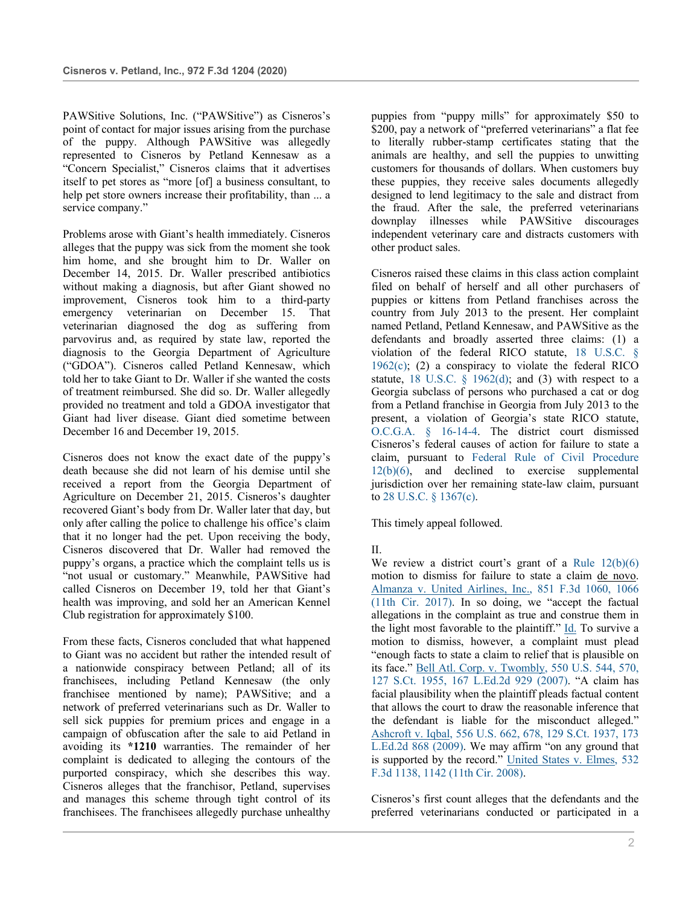PAWSitive Solutions, Inc. ("PAWSitive") as Cisneros's point of contact for major issues arising from the purchase of the puppy. Although PAWSitive was allegedly represented to Cisneros by Petland Kennesaw as a "Concern Specialist," Cisneros claims that it advertises itself to pet stores as "more [of] a business consultant, to help pet store owners increase their profitability, than ... a service company."

Problems arose with Giant's health immediately. Cisneros alleges that the puppy was sick from the moment she took him home, and she brought him to Dr. Waller on December 14, 2015. Dr. Waller prescribed antibiotics without making a diagnosis, but after Giant showed no improvement, Cisneros took him to a third-party emergency veterinarian on December 15. That veterinarian diagnosed the dog as suffering from parvovirus and, as required by state law, reported the diagnosis to the Georgia Department of Agriculture ("GDOA"). Cisneros called Petland Kennesaw, which told her to take Giant to Dr. Waller if she wanted the costs of treatment reimbursed. She did so. Dr. Waller allegedly provided no treatment and told a GDOA investigator that Giant had liver disease. Giant died sometime between December 16 and December 19, 2015.

Cisneros does not know the exact date of the puppy's death because she did not learn of his demise until she received a report from the Georgia Department of Agriculture on December 21, 2015. Cisneros's daughter recovered Giant's body from Dr. Waller later that day, but only after calling the police to challenge his office's claim that it no longer had the pet. Upon receiving the body, Cisneros discovered that Dr. Waller had removed the puppy's organs, a practice which the complaint tells us is "not usual or customary." Meanwhile, PAWSitive had called Cisneros on December 19, told her that Giant's health was improving, and sold her an American Kennel Club registration for approximately $100.

From these facts, Cisneros concluded that what happened to Giant was no accident but rather the intended result of a nationwide conspiracy between Petland; all of its franchisees, including Petland Kennesaw (the only franchisee mentioned by name); PAWSitive; and a network of preferred veterinarians such as Dr. Waller to sell sick puppies for premium prices and engage in a campaign of obfuscation after the sale to aid Petland in avoiding its **\*1210** warranties. The remainder of her complaint is dedicated to alleging the contours of the purported conspiracy, which she describes this way. Cisneros alleges that the franchisor, Petland, supervises and manages this scheme through tight control of its franchisees. The franchisees allegedly purchase unhealthy puppies from "puppy mills" for approximately $50 to $200, pay a network of "preferred veterinarians" a flat fee to literally rubber-stamp certificates stating that the animals are healthy, and sell the puppies to unwitting customers for thousands of dollars. When customers buy these puppies, they receive sales documents allegedly designed to lend legitimacy to the sale and distract from the fraud. After the sale, the preferred veterinarians downplay illnesses while PAWSitive discourages independent veterinary care and distracts customers with other product sales.

Cisneros raised these claims in this class action complaint filed on behalf of herself and all other purchasers of puppies or kittens from Petland franchises across the country from July 2013 to the present. Her complaint named Petland, Petland Kennesaw, and PAWSitive as the defendants and broadly asserted three claims: (1) a violation of the federal RICO statute, 18 U.S.C. § 1962(c); (2) a conspiracy to violate the federal RICO statute, 18 U.S.C. § 1962(d); and (3) with respect to a Georgia subclass of persons who purchased a cat or dog from a Petland franchise in Georgia from July 2013 to the present, a violation of Georgia's state RICO statute, O.C.G.A. § 16-14-4. The district court dismissed Cisneros's federal causes of action for failure to state a claim, pursuant to Federal Rule of Civil Procedure 12(b)(6), and declined to exercise supplemental jurisdiction over her remaining state-law claim, pursuant to 28 U.S.C. § 1367(c).

This timely appeal followed.

## II.

We review a district court's grant of a Rule 12(b)(6) motion to dismiss for failure to state a claim de novo. Almanza v. United Airlines, Inc., 851 F.3d 1060, 1066 (11th Cir. 2017). In so doing, we "accept the factual allegations in the complaint as true and construe them in the light most favorable to the plaintiff." Id. To survive a motion to dismiss, however, a complaint must plead "enough facts to state a claim to relief that is plausible on its face." Bell Atl. Corp. v. Twombly, 550 U.S. 544, 570, 127 S.Ct. 1955, 167 L.Ed.2d 929 (2007). "A claim has facial plausibility when the plaintiff pleads factual content that allows the court to draw the reasonable inference that the defendant is liable for the misconduct alleged." Ashcroft v. Iqbal, 556 U.S. 662, 678, 129 S.Ct. 1937, 173 L.Ed.2d 868 (2009). We may affirm "on any ground that is supported by the record." United States v. Elmes, 532 F.3d 1138, 1142 (11th Cir. 2008).

Cisneros's first count alleges that the defendants and the preferred veterinarians conducted or participated in a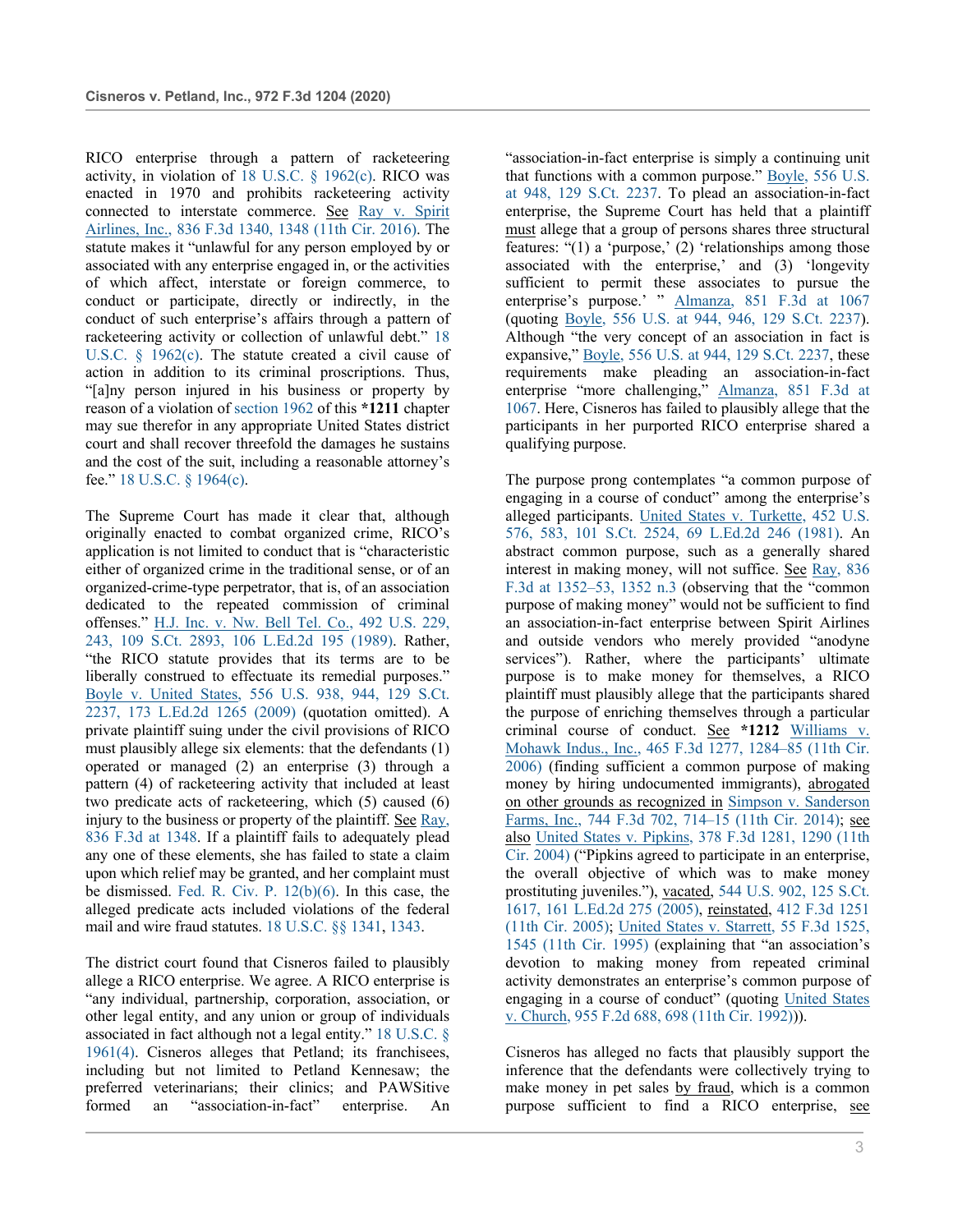RICO enterprise through a pattern of racketeering activity, in violation of 18 U.S.C. § 1962(c). RICO was enacted in 1970 and prohibits racketeering activity connected to interstate commerce. *See* Ray v. Spirit Airlines, Inc., 836 F.3d 1340, 1348 (11th Cir. 2016). The statute makes it "unlawful for any person employed by or associated with any enterprise engaged in, or the activities of which affect, interstate or foreign commerce, to conduct or participate, directly or indirectly, in the conduct of such enterprise's affairs through a pattern of racketeering activity or collection of unlawful debt." 18 U.S.C. § 1962(c). The statute created a civil cause of action in addition to its criminal proscriptions. Thus, "[a]ny person injured in his business or property by reason of a violation of section 1962 of this **\*1211** chapter may sue therefor in any appropriate United States district court and shall recover threefold the damages he sustains and the cost of the suit, including a reasonable attorney's fee." 18 U.S.C. § 1964(c).

The Supreme Court has made it clear that, although originally enacted to combat organized crime, RICO's application is not limited to conduct that is "characteristic either of organized crime in the traditional sense, or of an organized-crime-type perpetrator, that is, of an association dedicated to the repeated commission of criminal offenses." H.J. Inc. v. Nw. Bell Tel. Co., 492 U.S. 229, 243, 109 S.Ct. 2893, 106 L.Ed.2d 195 (1989). Rather, "the RICO statute provides that its terms are to be liberally construed to effectuate its remedial purposes." Boyle v. United States, 556 U.S. 938, 944, 129 S.Ct. 2237, 173 L.Ed.2d 1265 (2009) (quotation omitted). A private plaintiff suing under the civil provisions of RICO must plausibly allege six elements: that the defendants (1) operated or managed (2) an enterprise (3) through a pattern (4) of racketeering activity that included at least two predicate acts of racketeering, which (5) caused (6) injury to the business or property of the plaintiff. *See* Ray, 836 F.3d at 1348. If a plaintiff fails to adequately plead any one of these elements, she has failed to state a claim upon which relief may be granted, and her complaint must be dismissed. Fed. R. Civ. P. 12(b)(6). In this case, the alleged predicate acts included violations of the federal mail and wire fraud statutes. 18 U.S.C. §§ 1341, 1343.

The district court found that Cisneros failed to plausibly allege a RICO enterprise. We agree. A RICO enterprise is "any individual, partnership, corporation, association, or other legal entity, and any union or group of individuals associated in fact although not a legal entity." 18 U.S.C. § 1961(4). Cisneros alleges that Petland; its franchisees, including but not limited to Petland Kennesaw; the preferred veterinarians; their clinics; and PAWSitive formed an "association-in-fact" enterprise. An "association-in-fact enterprise is simply a continuing unit that functions with a common purpose." Boyle, 556 U.S. at 948, 129 S.Ct. 2237. To plead an association-in-fact enterprise, the Supreme Court has held that a plaintiff *must* allege that a group of persons shares three structural features: "(1) a 'purpose,' (2) 'relationships among those associated with the enterprise,' and (3) 'longevity sufficient to permit these associates to pursue the enterprise's purpose.' " Almanza, 851 F.3d at 1067 (quoting Boyle, 556 U.S. at 944, 946, 129 S.Ct. 2237). Although "the very concept of an association in fact is expansive," Boyle, 556 U.S. at 944, 129 S.Ct. 2237, these requirements make pleading an association-in-fact enterprise "more challenging," Almanza, 851 F.3d at 1067. Here, Cisneros has failed to plausibly allege that the participants in her purported RICO enterprise shared a qualifying purpose.

The purpose prong contemplates "a common purpose of engaging in a course of conduct" among the enterprise's alleged participants. United States v. Turkette, 452 U.S. 576, 583, 101 S.Ct. 2524, 69 L.Ed.2d 246 (1981). An abstract common purpose, such as a generally shared interest in making money, will not suffice. *See* Ray, 836 F.3d at 1352–53, 1352 n.3 (observing that the "common purpose of making money" would not be sufficient to find an association-in-fact enterprise between Spirit Airlines and outside vendors who merely provided "anodyne services"). Rather, where the participants' ultimate purpose is to make money for themselves, a RICO plaintiff must plausibly allege that the participants shared the purpose of enriching themselves through a particular criminal course of conduct. *See* **\*1212** Williams v. Mohawk Indus., Inc., 465 F.3d 1277, 1284–85 (11th Cir. 2006) (finding sufficient a common purpose of making money by hiring undocumented immigrants), *abrogated on other grounds as recognized in* Simpson v. Sanderson Farms, Inc., 744 F.3d 702, 714–15 (11th Cir. 2014); *see also* United States v. Pipkins, 378 F.3d 1281, 1290 (11th Cir. 2004) ("Pipkins agreed to participate in an enterprise, the overall objective of which was to make money prostituting juveniles."), *vacated*, 544 U.S. 902, 125 S.Ct. 1617, 161 L.Ed.2d 275 (2005), *reinstated*, 412 F.3d 1251 (11th Cir. 2005); United States v. Starrett, 55 F.3d 1525, 1545 (11th Cir. 1995) (explaining that "an association's devotion to making money from repeated criminal activity demonstrates an enterprise's common purpose of engaging in a course of conduct" (quoting United States v. Church, 955 F.2d 688, 698 (11th Cir. 1992))).

Cisneros has alleged no facts that plausibly support the inference that the defendants were collectively trying to make money in pet sales *by fraud*, which is a common purpose sufficient to find a RICO enterprise, *see*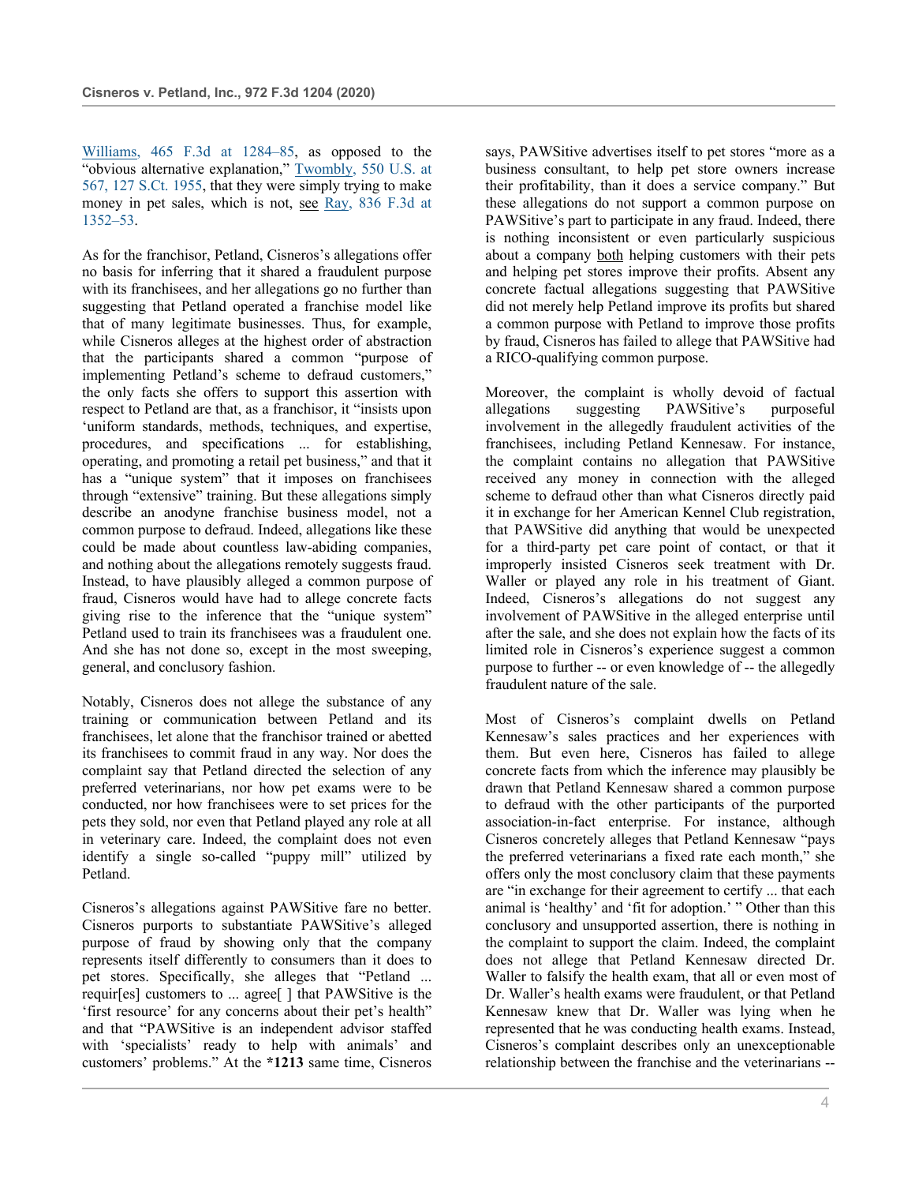Williams, 465 F.3d at 1284–85, as opposed to the "obvious alternative explanation," Twombly, 550 U.S. at 567, 127 S.Ct. 1955, that they were simply trying to make money in pet sales, which is not, see Ray, 836 F.3d at 1352–53.

As for the franchisor, Petland, Cisneros's allegations offer no basis for inferring that it shared a fraudulent purpose with its franchisees, and her allegations go no further than suggesting that Petland operated a franchise model like that of many legitimate businesses. Thus, for example, while Cisneros alleges at the highest order of abstraction that the participants shared a common "purpose of implementing Petland's scheme to defraud customers," the only facts she offers to support this assertion with respect to Petland are that, as a franchisor, it "insists upon 'uniform standards, methods, techniques, and expertise, procedures, and specifications ... for establishing, operating, and promoting a retail pet business," and that it has a "unique system" that it imposes on franchisees through "extensive" training. But these allegations simply describe an anodyne franchise business model, not a common purpose to defraud. Indeed, allegations like these could be made about countless law-abiding companies, and nothing about the allegations remotely suggests fraud. Instead, to have plausibly alleged a common purpose of fraud, Cisneros would have had to allege concrete facts giving rise to the inference that the "unique system" Petland used to train its franchisees was a fraudulent one. And she has not done so, except in the most sweeping, general, and conclusory fashion.

Notably, Cisneros does not allege the substance of any training or communication between Petland and its franchisees, let alone that the franchisor trained or abetted its franchisees to commit fraud in any way. Nor does the complaint say that Petland directed the selection of any preferred veterinarians, nor how pet exams were to be conducted, nor how franchisees were to set prices for the pets they sold, nor even that Petland played any role at all in veterinary care. Indeed, the complaint does not even identify a single so-called "puppy mill" utilized by Petland.

Cisneros's allegations against PAWSitive fare no better. Cisneros purports to substantiate PAWSitive's alleged purpose of fraud by showing only that the company represents itself differently to consumers than it does to pet stores. Specifically, she alleges that "Petland ... requir[es] customers to ... agree[ ] that PAWSitive is the 'first resource' for any concerns about their pet's health" and that "PAWSitive is an independent advisor staffed with 'specialists' ready to help with animals' and customers' problems." At the **\*1213** same time, Cisneros says, PAWSitive advertises itself to pet stores "more as a business consultant, to help pet store owners increase their profitability, than it does a service company." But these allegations do not support a common purpose on PAWSitive's part to participate in any fraud. Indeed, there is nothing inconsistent or even particularly suspicious about a company both helping customers with their pets and helping pet stores improve their profits. Absent any concrete factual allegations suggesting that PAWSitive did not merely help Petland improve its profits but shared a common purpose with Petland to improve those profits by fraud, Cisneros has failed to allege that PAWSitive had a RICO-qualifying common purpose.

Moreover, the complaint is wholly devoid of factual allegations suggesting PAWSitive's purposeful involvement in the allegedly fraudulent activities of the franchisees, including Petland Kennesaw. For instance, the complaint contains no allegation that PAWSitive received any money in connection with the alleged scheme to defraud other than what Cisneros directly paid it in exchange for her American Kennel Club registration, that PAWSitive did anything that would be unexpected for a third-party pet care point of contact, or that it improperly insisted Cisneros seek treatment with Dr. Waller or played any role in his treatment of Giant. Indeed, Cisneros's allegations do not suggest any involvement of PAWSitive in the alleged enterprise until after the sale, and she does not explain how the facts of its limited role in Cisneros's experience suggest a common purpose to further -- or even knowledge of -- the allegedly fraudulent nature of the sale.

Most of Cisneros's complaint dwells on Petland Kennesaw's sales practices and her experiences with them. But even here, Cisneros has failed to allege concrete facts from which the inference may plausibly be drawn that Petland Kennesaw shared a common purpose to defraud with the other participants of the purported association-in-fact enterprise. For instance, although Cisneros concretely alleges that Petland Kennesaw "pays the preferred veterinarians a fixed rate each month," she offers only the most conclusory claim that these payments are "in exchange for their agreement to certify ... that each animal is 'healthy' and 'fit for adoption.' " Other than this conclusory and unsupported assertion, there is nothing in the complaint to support the claim. Indeed, the complaint does not allege that Petland Kennesaw directed Dr. Waller to falsify the health exam, that all or even most of Dr. Waller's health exams were fraudulent, or that Petland Kennesaw knew that Dr. Waller was lying when he represented that he was conducting health exams. Instead, Cisneros's complaint describes only an unexceptionable relationship between the franchise and the veterinarians --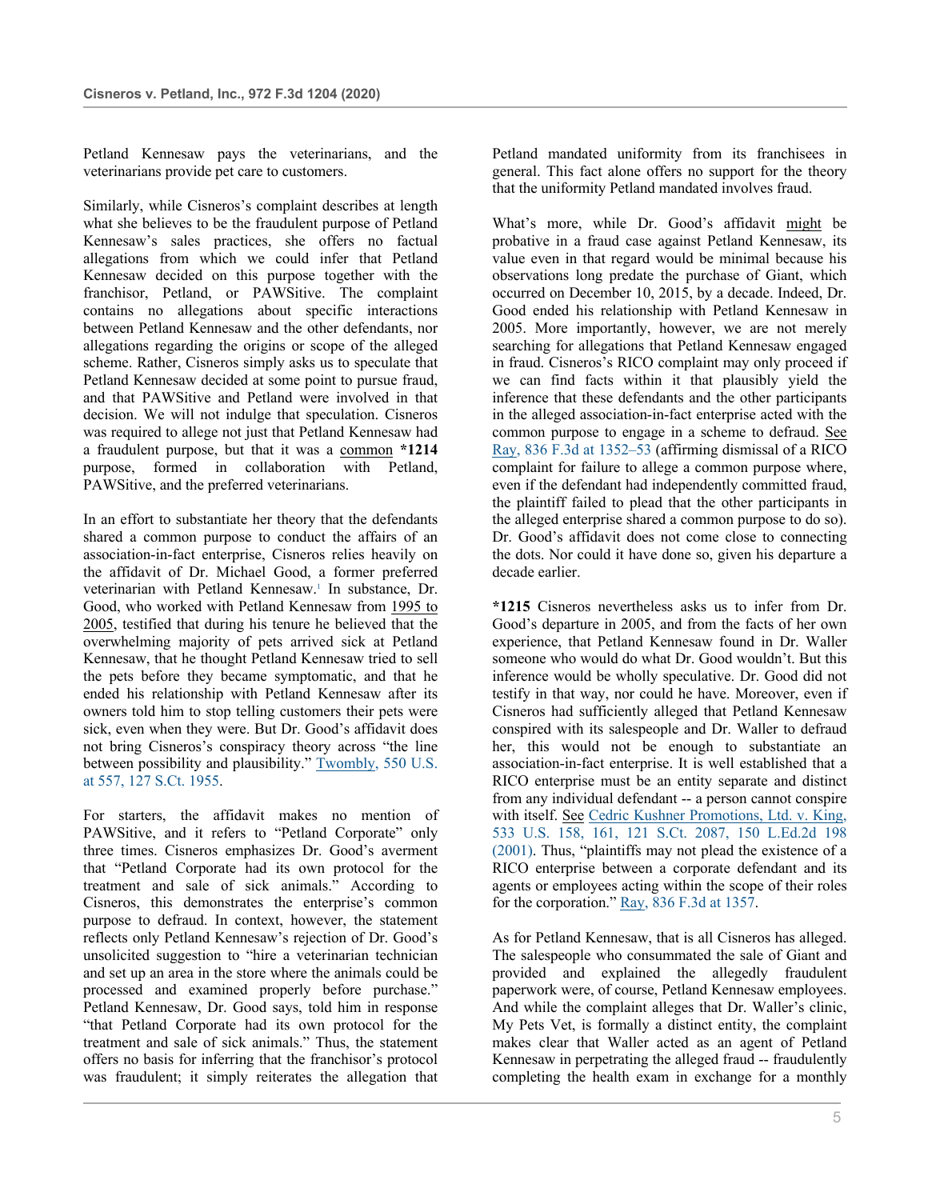Petland Kennesaw pays the veterinarians, and the veterinarians provide pet care to customers.

Similarly, while Cisneros's complaint describes at length what she believes to be the fraudulent purpose of Petland Kennesaw's sales practices, she offers no factual allegations from which we could infer that Petland Kennesaw decided on this purpose together with the franchisor, Petland, or PAWSitive. The complaint contains no allegations about specific interactions between Petland Kennesaw and the other defendants, nor allegations regarding the origins or scope of the alleged scheme. Rather, Cisneros simply asks us to speculate that Petland Kennesaw decided at some point to pursue fraud, and that PAWSitive and Petland were involved in that decision. We will not indulge that speculation. Cisneros was required to allege not just that Petland Kennesaw had a fraudulent purpose, but that it was a common **\*1214** purpose, formed in collaboration with Petland, PAWSitive, and the preferred veterinarians.

In an effort to substantiate her theory that the defendants shared a common purpose to conduct the affairs of an association-in-fact enterprise, Cisneros relies heavily on the affidavit of Dr. Michael Good, a former preferred veterinarian with Petland Kennesaw.[1] In substance, Dr. Good, who worked with Petland Kennesaw from 1995 to 2005, testified that during his tenure he believed that the overwhelming majority of pets arrived sick at Petland Kennesaw, that he thought Petland Kennesaw tried to sell the pets before they became symptomatic, and that he ended his relationship with Petland Kennesaw after its owners told him to stop telling customers their pets were sick, even when they were. But Dr. Good's affidavit does not bring Cisneros's conspiracy theory across "the line between possibility and plausibility." Twombly, 550 U.S. at 557, 127 S.Ct. 1955.

For starters, the affidavit makes no mention of PAWSitive, and it refers to "Petland Corporate" only three times. Cisneros emphasizes Dr. Good's averment that "Petland Corporate had its own protocol for the treatment and sale of sick animals." According to Cisneros, this demonstrates the enterprise's common purpose to defraud. In context, however, the statement reflects only Petland Kennesaw's rejection of Dr. Good's unsolicited suggestion to "hire a veterinarian technician and set up an area in the store where the animals could be processed and examined properly before purchase." Petland Kennesaw, Dr. Good says, told him in response "that Petland Corporate had its own protocol for the treatment and sale of sick animals." Thus, the statement offers no basis for inferring that the franchisor's protocol was fraudulent; it simply reiterates the allegation that Petland mandated uniformity from its franchisees in general. This fact alone offers no support for the theory that the uniformity Petland mandated involves fraud.

What's more, while Dr. Good's affidavit might be probative in a fraud case against Petland Kennesaw, its value even in that regard would be minimal because his observations long predate the purchase of Giant, which occurred on December 10, 2015, by a decade. Indeed, Dr. Good ended his relationship with Petland Kennesaw in 2005. More importantly, however, we are not merely searching for allegations that Petland Kennesaw engaged in fraud. Cisneros's RICO complaint may only proceed if we can find facts within it that plausibly yield the inference that these defendants and the other participants in the alleged association-in-fact enterprise acted with the common purpose to engage in a scheme to defraud. See Ray, 836 F.3d at 1352–53 (affirming dismissal of a RICO complaint for failure to allege a common purpose where, even if the defendant had independently committed fraud, the plaintiff failed to plead that the other participants in the alleged enterprise shared a common purpose to do so). Dr. Good's affidavit does not come close to connecting the dots. Nor could it have done so, given his departure a decade earlier.

**\*1215** Cisneros nevertheless asks us to infer from Dr. Good's departure in 2005, and from the facts of her own experience, that Petland Kennesaw found in Dr. Waller someone who would do what Dr. Good wouldn't. But this inference would be wholly speculative. Dr. Good did not testify in that way, nor could he have. Moreover, even if Cisneros had sufficiently alleged that Petland Kennesaw conspired with its salespeople and Dr. Waller to defraud her, this would not be enough to substantiate an association-in-fact enterprise. It is well established that a RICO enterprise must be an entity separate and distinct from any individual defendant -- a person cannot conspire with itself. See Cedric Kushner Promotions, Ltd. v. King, 533 U.S. 158, 161, 121 S.Ct. 2087, 150 L.Ed.2d 198 (2001). Thus, "plaintiffs may not plead the existence of a RICO enterprise between a corporate defendant and its agents or employees acting within the scope of their roles for the corporation." Ray, 836 F.3d at 1357.

As for Petland Kennesaw, that is all Cisneros has alleged. The salespeople who consummated the sale of Giant and provided and explained the allegedly fraudulent paperwork were, of course, Petland Kennesaw employees. And while the complaint alleges that Dr. Waller's clinic, My Pets Vet, is formally a distinct entity, the complaint makes clear that Waller acted as an agent of Petland Kennesaw in perpetrating the alleged fraud -- fraudulently completing the health exam in exchange for a monthly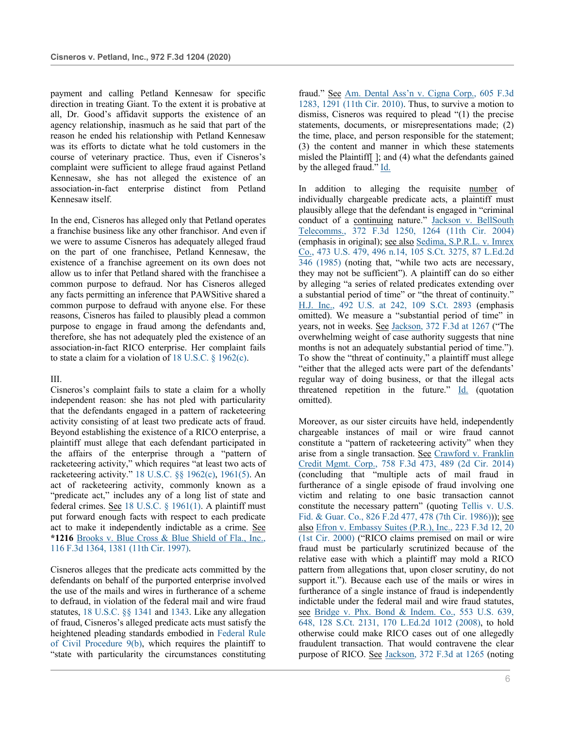payment and calling Petland Kennesaw for specific direction in treating Giant. To the extent it is probative at all, Dr. Good's affidavit supports the existence of an agency relationship, inasmuch as he said that part of the reason he ended his relationship with Petland Kennesaw was its efforts to dictate what he told customers in the course of veterinary practice. Thus, even if Cisneros's complaint were sufficient to allege fraud against Petland Kennesaw, she has not alleged the existence of an association-in-fact enterprise distinct from Petland Kennesaw itself.

In the end, Cisneros has alleged only that Petland operates a franchise business like any other franchisor. And even if we were to assume Cisneros has adequately alleged fraud on the part of one franchisee, Petland Kennesaw, the existence of a franchise agreement on its own does not allow us to infer that Petland shared with the franchisee a common purpose to defraud. Nor has Cisneros alleged any facts permitting an inference that PAWSitive shared a common purpose to defraud with anyone else. For these reasons, Cisneros has failed to plausibly plead a common purpose to engage in fraud among the defendants and, therefore, she has not adequately pled the existence of an association-in-fact RICO enterprise. Her complaint fails to state a claim for a violation of 18 U.S.C. § 1962(c).

III.

Cisneros's complaint fails to state a claim for a wholly independent reason: she has not pled with particularity that the defendants engaged in a pattern of racketeering activity consisting of at least two predicate acts of fraud. Beyond establishing the existence of a RICO enterprise, a plaintiff must allege that each defendant participated in the affairs of the enterprise through a "pattern of racketeering activity," which requires "at least two acts of racketeering activity." 18 U.S.C. §§ 1962(c), 1961(5). An act of racketeering activity, commonly known as a "predicate act," includes any of a long list of state and federal crimes. See 18 U.S.C. § 1961(1). A plaintiff must put forward enough facts with respect to each predicate act to make it independently indictable as a crime. See **\*1216** Brooks v. Blue Cross & Blue Shield of Fla., Inc., 116 F.3d 1364, 1381 (11th Cir. 1997).

Cisneros alleges that the predicate acts committed by the defendants on behalf of the purported enterprise involved the use of the mails and wires in furtherance of a scheme to defraud, in violation of the federal mail and wire fraud statutes, 18 U.S.C. §§ 1341 and 1343. Like any allegation of fraud, Cisneros's alleged predicate acts must satisfy the heightened pleading standards embodied in Federal Rule of Civil Procedure 9(b), which requires the plaintiff to "state with particularity the circumstances constituting fraud." See Am. Dental Ass'n v. Cigna Corp., 605 F.3d 1283, 1291 (11th Cir. 2010). Thus, to survive a motion to dismiss, Cisneros was required to plead "(1) the precise statements, documents, or misrepresentations made; (2) the time, place, and person responsible for the statement; (3) the content and manner in which these statements misled the Plaintiff[ ]; and (4) what the defendants gained by the alleged fraud." Id.

In addition to alleging the requisite number of individually chargeable predicate acts, a plaintiff must plausibly allege that the defendant is engaged in "criminal conduct of a continuing nature." Jackson v. BellSouth Telecomms., 372 F.3d 1250, 1264 (11th Cir. 2004) (emphasis in original); see also Sedima, S.P.R.L. v. Imrex Co., 473 U.S. 479, 496 n.14, 105 S.Ct. 3275, 87 L.Ed.2d 346 (1985) (noting that, "while two acts are necessary, they may not be sufficient"). A plaintiff can do so either by alleging "a series of related predicates extending over a substantial period of time" or "the threat of continuity." H.J. Inc., 492 U.S. at 242, 109 S.Ct. 2893 (emphasis omitted). We measure a "substantial period of time" in years, not in weeks. See Jackson, 372 F.3d at 1267 ("The overwhelming weight of case authority suggests that nine months is not an adequately substantial period of time."). To show the "threat of continuity," a plaintiff must allege "either that the alleged acts were part of the defendants' regular way of doing business, or that the illegal acts threatened repetition in the future." Id. (quotation omitted).

Moreover, as our sister circuits have held, independently chargeable instances of mail or wire fraud cannot constitute a "pattern of racketeering activity" when they arise from a single transaction. See Crawford v. Franklin Credit Mgmt. Corp., 758 F.3d 473, 489 (2d Cir. 2014) (concluding that "multiple acts of mail fraud in furtherance of a single episode of fraud involving one victim and relating to one basic transaction cannot constitute the necessary pattern" (quoting Tellis v. U.S. Fid. & Guar. Co., 826 F.2d 477, 478 (7th Cir. 1986))); see also Efron v. Embassy Suites (P.R.), Inc., 223 F.3d 12, 20 (1st Cir. 2000) ("RICO claims premised on mail or wire fraud must be particularly scrutinized because of the relative ease with which a plaintiff may mold a RICO pattern from allegations that, upon closer scrutiny, do not support it."). Because each use of the mails or wires in furtherance of a single instance of fraud is independently indictable under the federal mail and wire fraud statutes, see Bridge v. Phx. Bond & Indem. Co., 553 U.S. 639, 648, 128 S.Ct. 2131, 170 L.Ed.2d 1012 (2008), to hold otherwise could make RICO cases out of one allegedly fraudulent transaction. That would contravene the clear purpose of RICO. See Jackson, 372 F.3d at 1265 (noting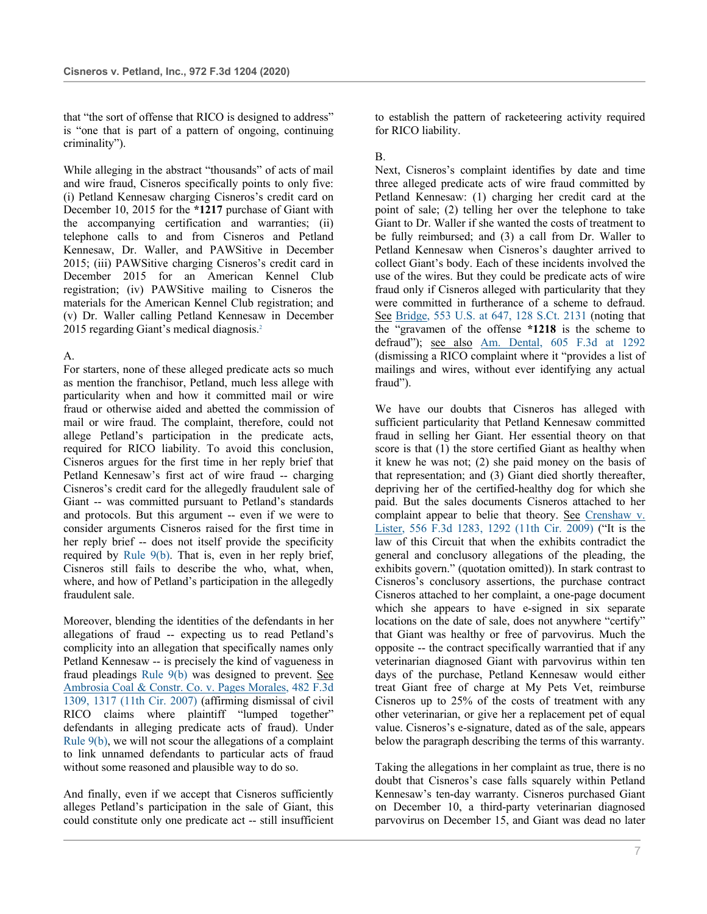that "the sort of offense that RICO is designed to address" is "one that is part of a pattern of ongoing, continuing criminality").

While alleging in the abstract "thousands" of acts of mail and wire fraud, Cisneros specifically points to only five: (i) Petland Kennesaw charging Cisneros's credit card on December 10, 2015 for the **\*1217** purchase of Giant with the accompanying certification and warranties; (ii) telephone calls to and from Cisneros and Petland Kennesaw, Dr. Waller, and PAWSitive in December 2015; (iii) PAWSitive charging Cisneros's credit card in December 2015 for an American Kennel Club registration; (iv) PAWSitive mailing to Cisneros the materials for the American Kennel Club registration; and (v) Dr. Waller calling Petland Kennesaw in December 2015 regarding Giant's medical diagnosis.[2]

A.

For starters, none of these alleged predicate acts so much as mention the franchisor, Petland, much less allege with particularity when and how it committed mail or wire fraud or otherwise aided and abetted the commission of mail or wire fraud. The complaint, therefore, could not allege Petland's participation in the predicate acts, required for RICO liability. To avoid this conclusion, Cisneros argues for the first time in her reply brief that Petland Kennesaw's first act of wire fraud -- charging Cisneros's credit card for the allegedly fraudulent sale of Giant -- was committed pursuant to Petland's standards and protocols. But this argument -- even if we were to consider arguments Cisneros raised for the first time in her reply brief -- does not itself provide the specificity required by Rule 9(b). That is, even in her reply brief, Cisneros still fails to describe the who, what, when, where, and how of Petland's participation in the allegedly fraudulent sale.

Moreover, blending the identities of the defendants in her allegations of fraud -- expecting us to read Petland's complicity into an allegation that specifically names only Petland Kennesaw -- is precisely the kind of vagueness in fraud pleadings Rule 9(b) was designed to prevent. See Ambrosia Coal & Constr. Co. v. Pages Morales, 482 F.3d 1309, 1317 (11th Cir. 2007) (affirming dismissal of civil RICO claims where plaintiff "lumped together" defendants in alleging predicate acts of fraud). Under Rule 9(b), we will not scour the allegations of a complaint to link unnamed defendants to particular acts of fraud without some reasoned and plausible way to do so.

And finally, even if we accept that Cisneros sufficiently alleges Petland's participation in the sale of Giant, this could constitute only one predicate act -- still insufficient to establish the pattern of racketeering activity required for RICO liability.

B.

Next, Cisneros's complaint identifies by date and time three alleged predicate acts of wire fraud committed by Petland Kennesaw: (1) charging her credit card at the point of sale; (2) telling her over the telephone to take Giant to Dr. Waller if she wanted the costs of treatment to be fully reimbursed; and (3) a call from Dr. Waller to Petland Kennesaw when Cisneros's daughter arrived to collect Giant's body. Each of these incidents involved the use of the wires. But they could be predicate acts of wire fraud only if Cisneros alleged with particularity that they were committed in furtherance of a scheme to defraud. See Bridge, 553 U.S. at 647, 128 S.Ct. 2131 (noting that the "gravamen of the offense **\*1218** is the scheme to defraud"); see also Am. Dental, 605 F.3d at 1292 (dismissing a RICO complaint where it "provides a list of mailings and wires, without ever identifying any actual fraud").

We have our doubts that Cisneros has alleged with sufficient particularity that Petland Kennesaw committed fraud in selling her Giant. Her essential theory on that score is that (1) the store certified Giant as healthy when it knew he was not; (2) she paid money on the basis of that representation; and (3) Giant died shortly thereafter, depriving her of the certified-healthy dog for which she paid. But the sales documents Cisneros attached to her complaint appear to belie that theory. See Crenshaw v. Lister, 556 F.3d 1283, 1292 (11th Cir. 2009) ("It is the law of this Circuit that when the exhibits contradict the general and conclusory allegations of the pleading, the exhibits govern." (quotation omitted)). In stark contrast to Cisneros's conclusory assertions, the purchase contract Cisneros attached to her complaint, a one-page document which she appears to have e-signed in six separate locations on the date of sale, does not anywhere "certify" that Giant was healthy or free of parvovirus. Much the opposite -- the contract specifically warrantied that if any veterinarian diagnosed Giant with parvovirus within ten days of the purchase, Petland Kennesaw would either treat Giant free of charge at My Pets Vet, reimburse Cisneros up to 25% of the costs of treatment with any other veterinarian, or give her a replacement pet of equal value. Cisneros's e-signature, dated as of the sale, appears below the paragraph describing the terms of this warranty.

Taking the allegations in her complaint as true, there is no doubt that Cisneros's case falls squarely within Petland Kennesaw's ten-day warranty. Cisneros purchased Giant on December 10, a third-party veterinarian diagnosed parvovirus on December 15, and Giant was dead no later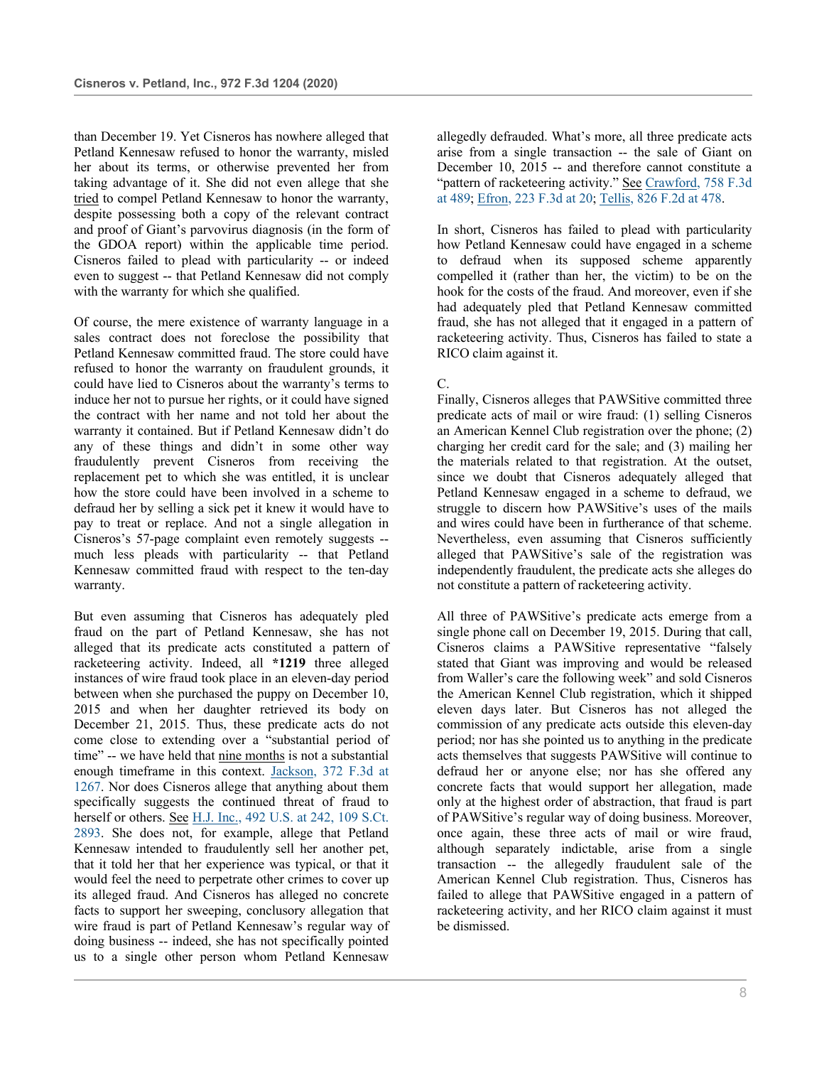than December 19. Yet Cisneros has nowhere alleged that Petland Kennesaw refused to honor the warranty, misled her about its terms, or otherwise prevented her from taking advantage of it. She did not even allege that she tried to compel Petland Kennesaw to honor the warranty, despite possessing both a copy of the relevant contract and proof of Giant's parvovirus diagnosis (in the form of the GDOA report) within the applicable time period. Cisneros failed to plead with particularity -- or indeed even to suggest -- that Petland Kennesaw did not comply with the warranty for which she qualified.

Of course, the mere existence of warranty language in a sales contract does not foreclose the possibility that Petland Kennesaw committed fraud. The store could have refused to honor the warranty on fraudulent grounds, it could have lied to Cisneros about the warranty's terms to induce her not to pursue her rights, or it could have signed the contract with her name and not told her about the warranty it contained. But if Petland Kennesaw didn't do any of these things and didn't in some other way fraudulently prevent Cisneros from receiving the replacement pet to which she was entitled, it is unclear how the store could have been involved in a scheme to defraud her by selling a sick pet it knew it would have to pay to treat or replace. And not a single allegation in Cisneros's 57-page complaint even remotely suggests -- much less pleads with particularity -- that Petland Kennesaw committed fraud with respect to the ten-day warranty.

But even assuming that Cisneros has adequately pled fraud on the part of Petland Kennesaw, she has not alleged that its predicate acts constituted a pattern of racketeering activity. Indeed, all **\*1219** three alleged instances of wire fraud took place in an eleven-day period between when she purchased the puppy on December 10, 2015 and when her daughter retrieved its body on December 21, 2015. Thus, these predicate acts do not come close to extending over a "substantial period of time" -- we have held that nine months is not a substantial enough timeframe in this context. Jackson, 372 F.3d at 1267. Nor does Cisneros allege that anything about them specifically suggests the continued threat of fraud to herself or others. See H.J. Inc., 492 U.S. at 242, 109 S.Ct. 2893. She does not, for example, allege that Petland Kennesaw intended to fraudulently sell her another pet, that it told her that her experience was typical, or that it would feel the need to perpetrate other crimes to cover up its alleged fraud. And Cisneros has alleged no concrete facts to support her sweeping, conclusory allegation that wire fraud is part of Petland Kennesaw's regular way of doing business -- indeed, she has not specifically pointed us to a single other person whom Petland Kennesaw allegedly defrauded. What's more, all three predicate acts arise from a single transaction -- the sale of Giant on December 10, 2015 -- and therefore cannot constitute a "pattern of racketeering activity." See Crawford, 758 F.3d at 489; Efron, 223 F.3d at 20; Tellis, 826 F.2d at 478.

In short, Cisneros has failed to plead with particularity how Petland Kennesaw could have engaged in a scheme to defraud when its supposed scheme apparently compelled it (rather than her, the victim) to be on the hook for the costs of the fraud. And moreover, even if she had adequately pled that Petland Kennesaw committed fraud, she has not alleged that it engaged in a pattern of racketeering activity. Thus, Cisneros has failed to state a RICO claim against it.

C.

Finally, Cisneros alleges that PAWSitive committed three predicate acts of mail or wire fraud: (1) selling Cisneros an American Kennel Club registration over the phone; (2) charging her credit card for the sale; and (3) mailing her the materials related to that registration. At the outset, since we doubt that Cisneros adequately alleged that Petland Kennesaw engaged in a scheme to defraud, we struggle to discern how PAWSitive's uses of the mails and wires could have been in furtherance of that scheme. Nevertheless, even assuming that Cisneros sufficiently alleged that PAWSitive's sale of the registration was independently fraudulent, the predicate acts she alleges do not constitute a pattern of racketeering activity.

All three of PAWSitive's predicate acts emerge from a single phone call on December 19, 2015. During that call, Cisneros claims a PAWSitive representative "falsely stated that Giant was improving and would be released from Waller's care the following week" and sold Cisneros the American Kennel Club registration, which it shipped eleven days later. But Cisneros has not alleged the commission of any predicate acts outside this eleven-day period; nor has she pointed us to anything in the predicate acts themselves that suggests PAWSitive will continue to defraud her or anyone else; nor has she offered any concrete facts that would support her allegation, made only at the highest order of abstraction, that fraud is part of PAWSitive's regular way of doing business. Moreover, once again, these three acts of mail or wire fraud, although separately indictable, arise from a single transaction -- the allegedly fraudulent sale of the American Kennel Club registration. Thus, Cisneros has failed to allege that PAWSitive engaged in a pattern of racketeering activity, and her RICO claim against it must be dismissed.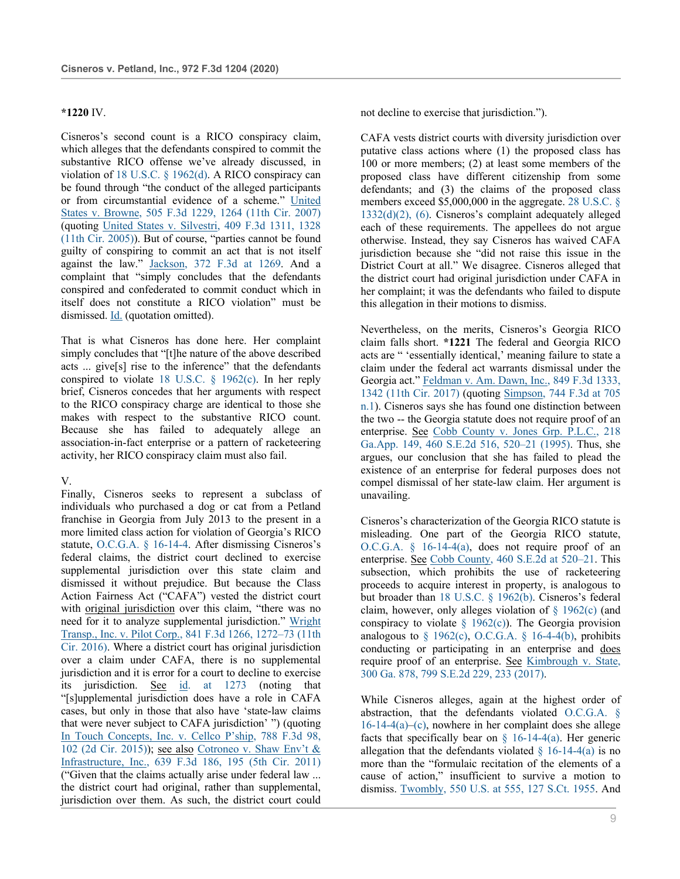**\*1220** IV.

Cisneros's second count is a RICO conspiracy claim, which alleges that the defendants conspired to commit the substantive RICO offense we've already discussed, in violation of 18 U.S.C. § 1962(d). A RICO conspiracy can be found through "the conduct of the alleged participants or from circumstantial evidence of a scheme." United States v. Browne, 505 F.3d 1229, 1264 (11th Cir. 2007) (quoting United States v. Silvestri, 409 F.3d 1311, 1328 (11th Cir. 2005)). But of course, "parties cannot be found guilty of conspiring to commit an act that is not itself against the law." Jackson, 372 F.3d at 1269. And a complaint that "simply concludes that the defendants conspired and confederated to commit conduct which in itself does not constitute a RICO violation" must be dismissed. Id. (quotation omitted).

That is what Cisneros has done here. Her complaint simply concludes that "[t]he nature of the above described acts ... give[s] rise to the inference" that the defendants conspired to violate 18 U.S.C. § 1962(c). In her reply brief, Cisneros concedes that her arguments with respect to the RICO conspiracy charge are identical to those she makes with respect to the substantive RICO count. Because she has failed to adequately allege an association-in-fact enterprise or a pattern of racketeering activity, her RICO conspiracy claim must also fail.

V.

Finally, Cisneros seeks to represent a subclass of individuals who purchased a dog or cat from a Petland franchise in Georgia from July 2013 to the present in a more limited class action for violation of Georgia's RICO statute, O.C.G.A. § 16-14-4. After dismissing Cisneros's federal claims, the district court declined to exercise supplemental jurisdiction over this state claim and dismissed it without prejudice. But because the Class Action Fairness Act ("CAFA") vested the district court with original jurisdiction over this claim, "there was no need for it to analyze supplemental jurisdiction." Wright Transp., Inc. v. Pilot Corp., 841 F.3d 1266, 1272–73 (11th Cir. 2016). Where a district court has original jurisdiction over a claim under CAFA, there is no supplemental jurisdiction and it is error for a court to decline to exercise its jurisdiction. See id. at 1273 (noting that "[s]upplemental jurisdiction does have a role in CAFA cases, but only in those that also have 'state-law claims that were never subject to CAFA jurisdiction' ") (quoting In Touch Concepts, Inc. v. Cellco P'ship, 788 F.3d 98, 102 (2d Cir. 2015)); see also Cotroneo v. Shaw Env't & Infrastructure, Inc., 639 F.3d 186, 195 (5th Cir. 2011) ("Given that the claims actually arise under federal law ... the district court had original, rather than supplemental, jurisdiction over them. As such, the district court could not decline to exercise that jurisdiction.").

CAFA vests district courts with diversity jurisdiction over putative class actions where (1) the proposed class has 100 or more members; (2) at least some members of the proposed class have different citizenship from some defendants; and (3) the claims of the proposed class members exceed $5,000,000 in the aggregate. 28 U.S.C. § 1332(d)(2), (6). Cisneros's complaint adequately alleged each of these requirements. The appellees do not argue otherwise. Instead, they say Cisneros has waived CAFA jurisdiction because she "did not raise this issue in the District Court at all." We disagree. Cisneros alleged that the district court had original jurisdiction under CAFA in her complaint; it was the defendants who failed to dispute this allegation in their motions to dismiss.

Nevertheless, on the merits, Cisneros's Georgia RICO claim falls short. **\*1221** The federal and Georgia RICO acts are " 'essentially identical,' meaning failure to state a claim under the federal act warrants dismissal under the Georgia act." Feldman v. Am. Dawn, Inc., 849 F.3d 1333, 1342 (11th Cir. 2017) (quoting Simpson, 744 F.3d at 705 n.1). Cisneros says she has found one distinction between the two -- the Georgia statute does not require proof of an enterprise. See Cobb County v. Jones Grp. P.L.C., 218 Ga.App. 149, 460 S.E.2d 516, 520–21 (1995). Thus, she argues, our conclusion that she has failed to plead the existence of an enterprise for federal purposes does not compel dismissal of her state-law claim. Her argument is unavailing.

Cisneros's characterization of the Georgia RICO statute is misleading. One part of the Georgia RICO statute, O.C.G.A. § 16-14-4(a), does not require proof of an enterprise. See Cobb County, 460 S.E.2d at 520–21. This subsection, which prohibits the use of racketeering proceeds to acquire interest in property, is analogous to but broader than 18 U.S.C. § 1962(b). Cisneros's federal claim, however, only alleges violation of § 1962(c) (and conspiracy to violate § 1962(c)). The Georgia provision analogous to § 1962(c), O.C.G.A. § 16-4-4(b), prohibits conducting or participating in an enterprise and does require proof of an enterprise. See Kimbrough v. State, 300 Ga. 878, 799 S.E.2d 229, 233 (2017).

While Cisneros alleges, again at the highest order of abstraction, that the defendants violated O.C.G.A. § 16-14-4(a)–(c), nowhere in her complaint does she allege facts that specifically bear on § 16-14-4(a). Her generic allegation that the defendants violated § 16-14-4(a) is no more than the "formulaic recitation of the elements of a cause of action," insufficient to survive a motion to dismiss. Twombly, 550 U.S. at 555, 127 S.Ct. 1955. And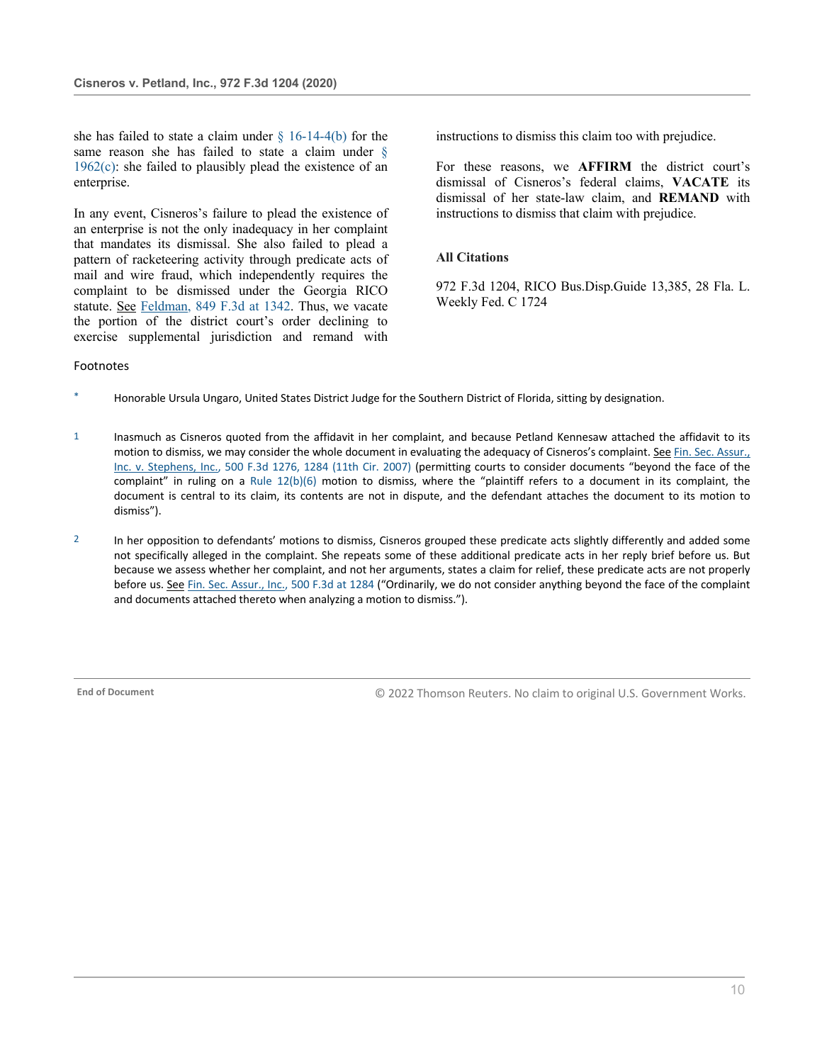she has failed to state a claim under § 16-14-4(b) for the same reason she has failed to state a claim under § 1962(c): she failed to plausibly plead the existence of an enterprise.

In any event, Cisneros's failure to plead the existence of an enterprise is not the only inadequacy in her complaint that mandates its dismissal. She also failed to plead a pattern of racketeering activity through predicate acts of mail and wire fraud, which independently requires the complaint to be dismissed under the Georgia RICO statute. See Feldman, 849 F.3d at 1342. Thus, we vacate the portion of the district court's order declining to exercise supplemental jurisdiction and remand with instructions to dismiss this claim too with prejudice.

For these reasons, we **AFFIRM** the district court's dismissal of Cisneros's federal claims, **VACATE** its dismissal of her state-law claim, and **REMAND** with instructions to dismiss that claim with prejudice.

### All Citations

972 F.3d 1204, RICO Bus.Disp.Guide 13,385, 28 Fla. L. Weekly Fed. C 1724

---

Footnotes

[*] Honorable Ursula Ungaro, United States District Judge for the Southern District of Florida, sitting by designation.

[1] Inasmuch as Cisneros quoted from the affidavit in her complaint, and because Petland Kennesaw attached the affidavit to its motion to dismiss, we may consider the whole document in evaluating the adequacy of Cisneros's complaint. See Fin. Sec. Assur., Inc. v. Stephens, Inc., 500 F.3d 1276, 1284 (11th Cir. 2007) (permitting courts to consider documents "beyond the face of the complaint" in ruling on a Rule 12(b)(6) motion to dismiss, where the "plaintiff refers to a document in its complaint, the document is central to its claim, its contents are not in dispute, and the defendant attaches the document to its motion to dismiss").

[2] In her opposition to defendants' motions to dismiss, Cisneros grouped these predicate acts slightly differently and added some not specifically alleged in the complaint. She repeats some of these additional predicate acts in her reply brief before us. But because we assess whether her complaint, and not her arguments, states a claim for relief, these predicate acts are not properly before us. See Fin. Sec. Assur., Inc., 500 F.3d at 1284 ("Ordinarily, we do not consider anything beyond the face of the complaint and documents attached thereto when analyzing a motion to dismiss.").

End of Document © 2022 Thomson Reuters. No claim to original U.S. Government Works.